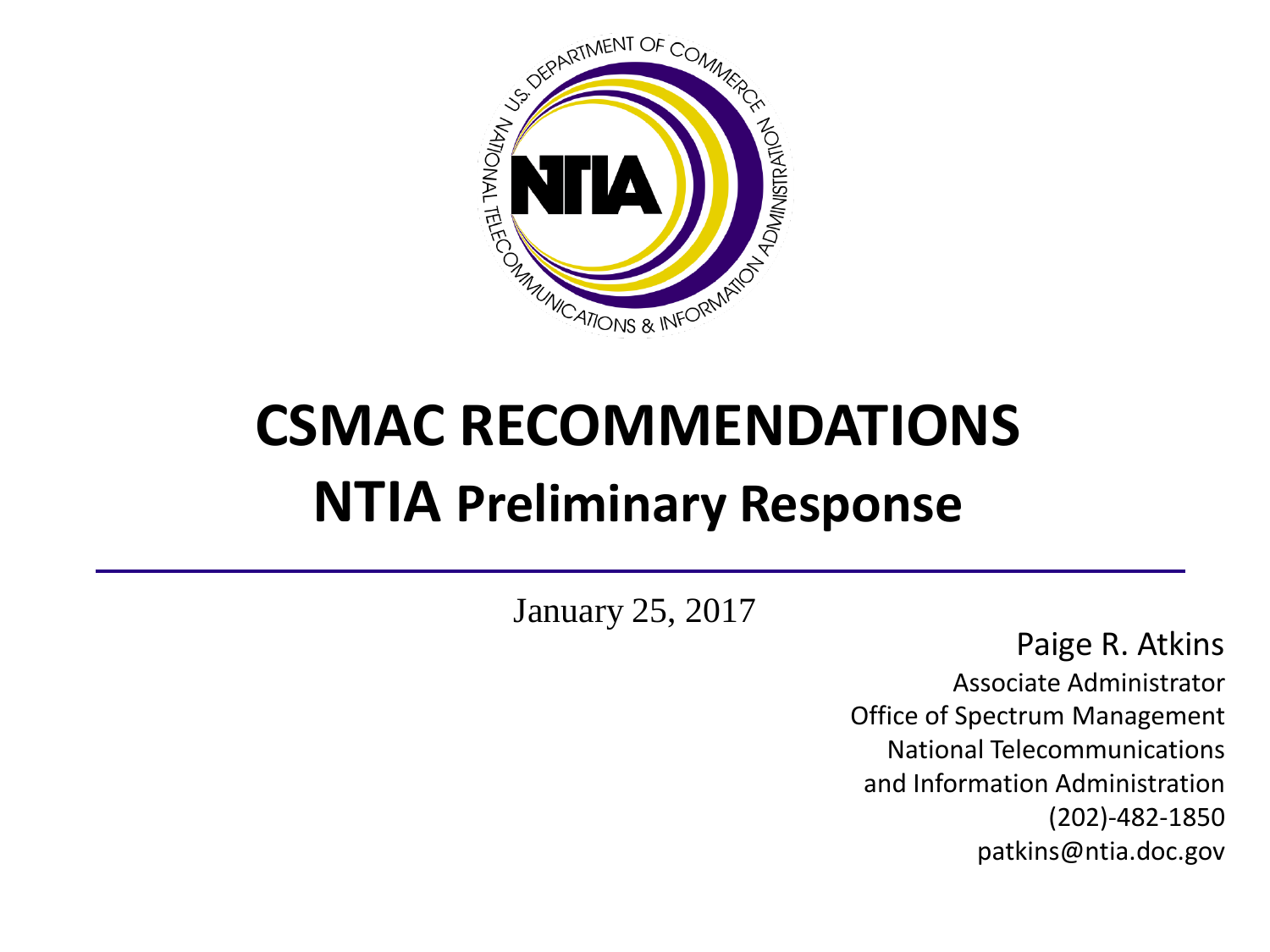# CSMAC RECOMMENDATIONS

## NTIA Preliminary Response

January 25, 2017

Paige R. Atkins
Associate Administrator
Office of Spectrum Management
National Telecommunications
and Information Administration
(202)-482-1850
patkins@ntia.doc.gov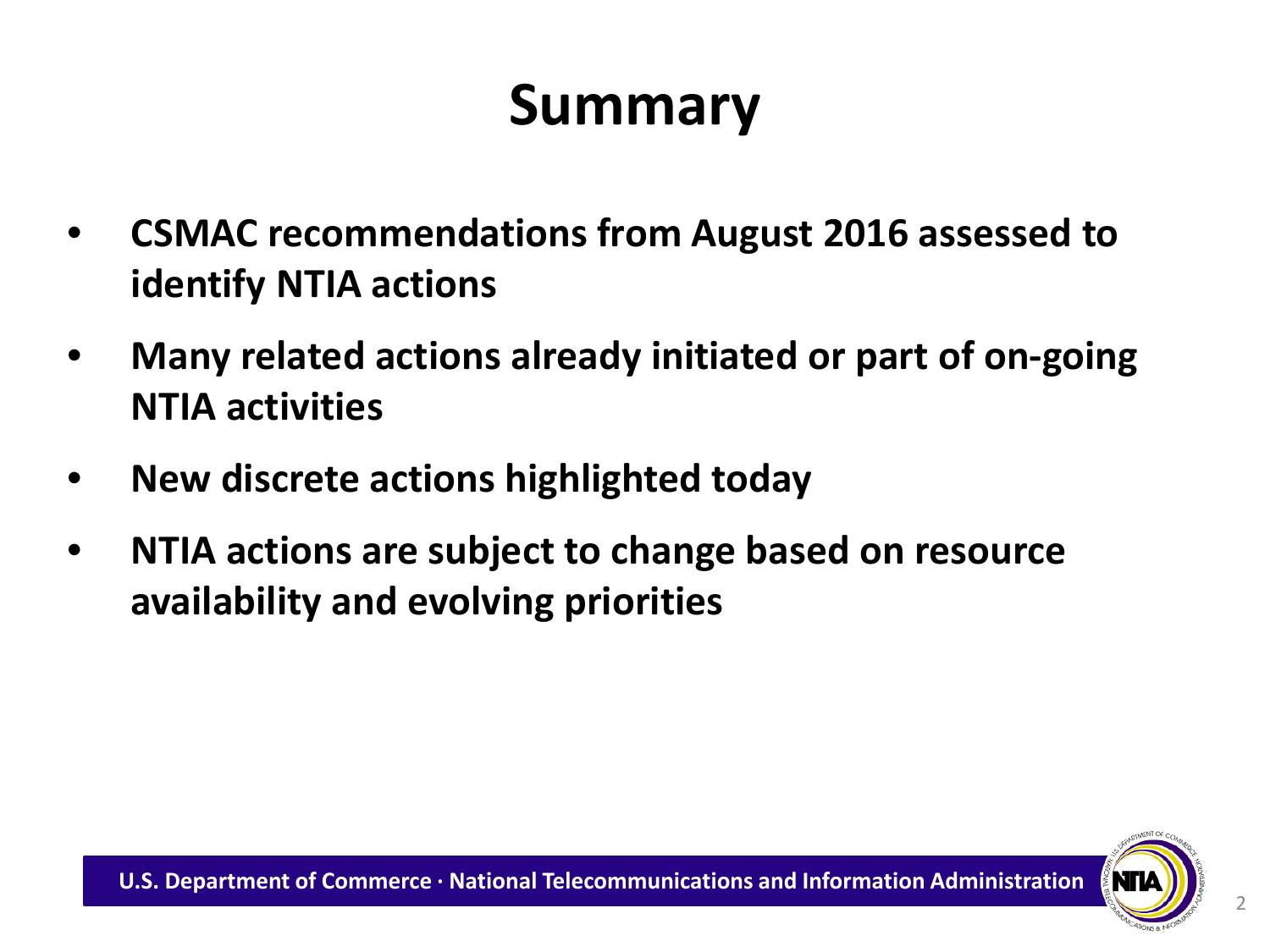# Summary

- **CSMAC recommendations from August 2016 assessed to identify NTIA actions**
- **Many related actions already initiated or part of on-going NTIA activities**
- **New discrete actions highlighted today**
- **NTIA actions are subject to change based on resource availability and evolving priorities**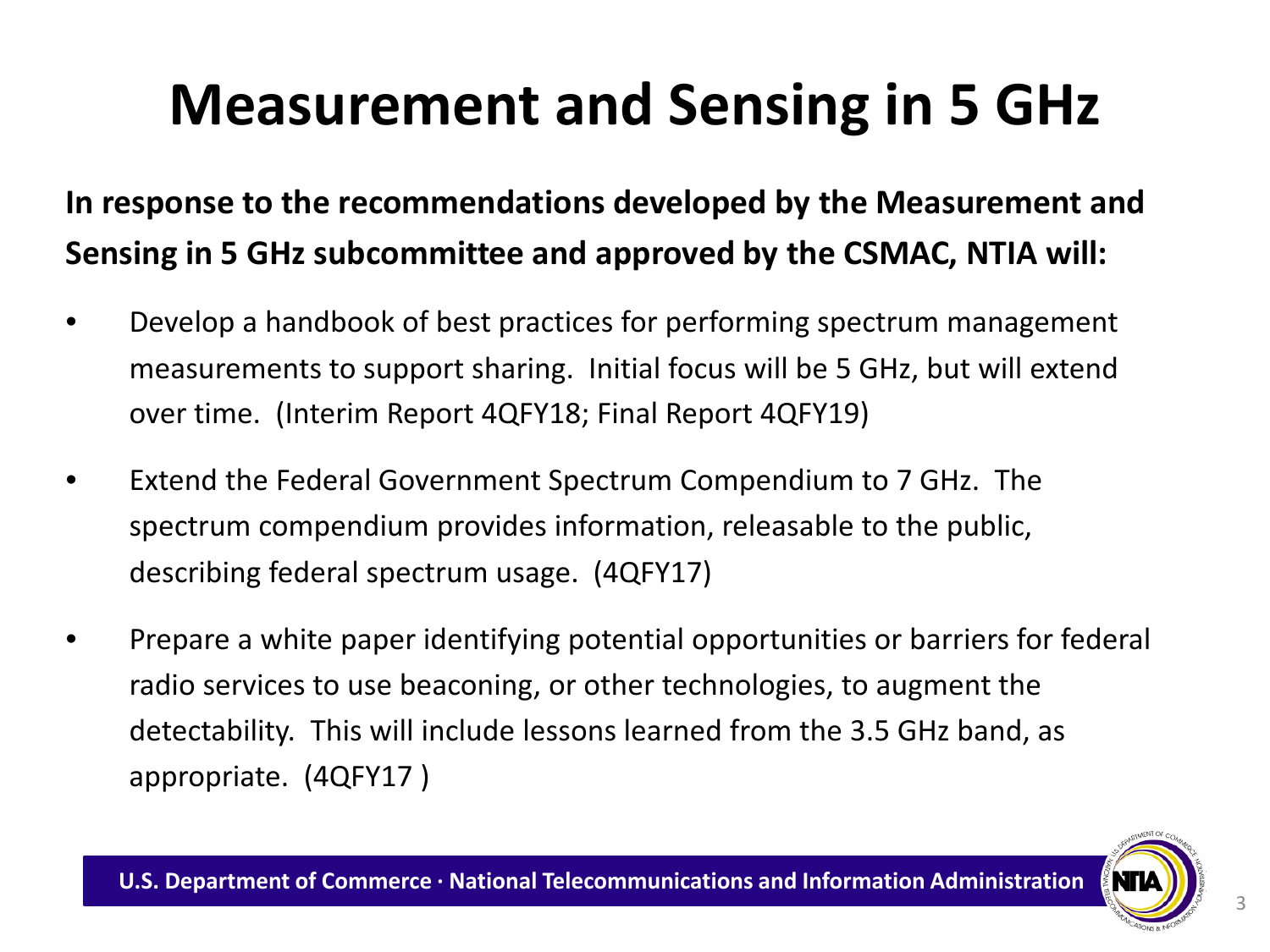# Measurement and Sensing in 5 GHz

**In response to the recommendations developed by the Measurement and Sensing in 5 GHz subcommittee and approved by the CSMAC, NTIA will:**

- Develop a handbook of best practices for performing spectrum management measurements to support sharing. Initial focus will be 5 GHz, but will extend over time. (Interim Report 4QFY18; Final Report 4QFY19)
- Extend the Federal Government Spectrum Compendium to 7 GHz. The spectrum compendium provides information, releasable to the public, describing federal spectrum usage. (4QFY17)
- Prepare a white paper identifying potential opportunities or barriers for federal radio services to use beaconing, or other technologies, to augment the detectability. This will include lessons learned from the 3.5 GHz band, as appropriate. (4QFY17 )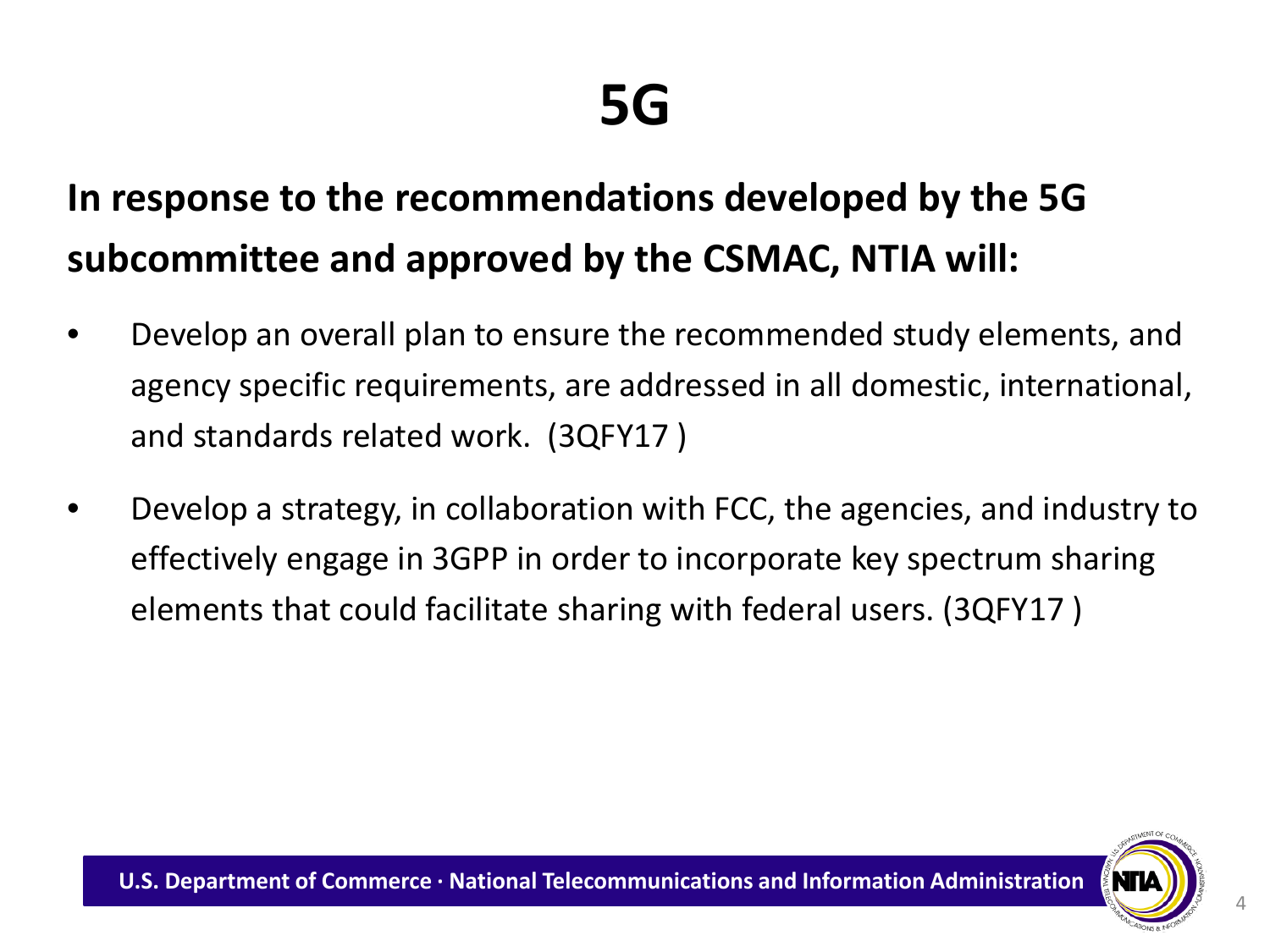# 5G

**In response to the recommendations developed by the 5G subcommittee and approved by the CSMAC, NTIA will:**

- Develop an overall plan to ensure the recommended study elements, and agency specific requirements, are addressed in all domestic, international, and standards related work. (3QFY17 )
- Develop a strategy, in collaboration with FCC, the agencies, and industry to effectively engage in 3GPP in order to incorporate key spectrum sharing elements that could facilitate sharing with federal users. (3QFY17 )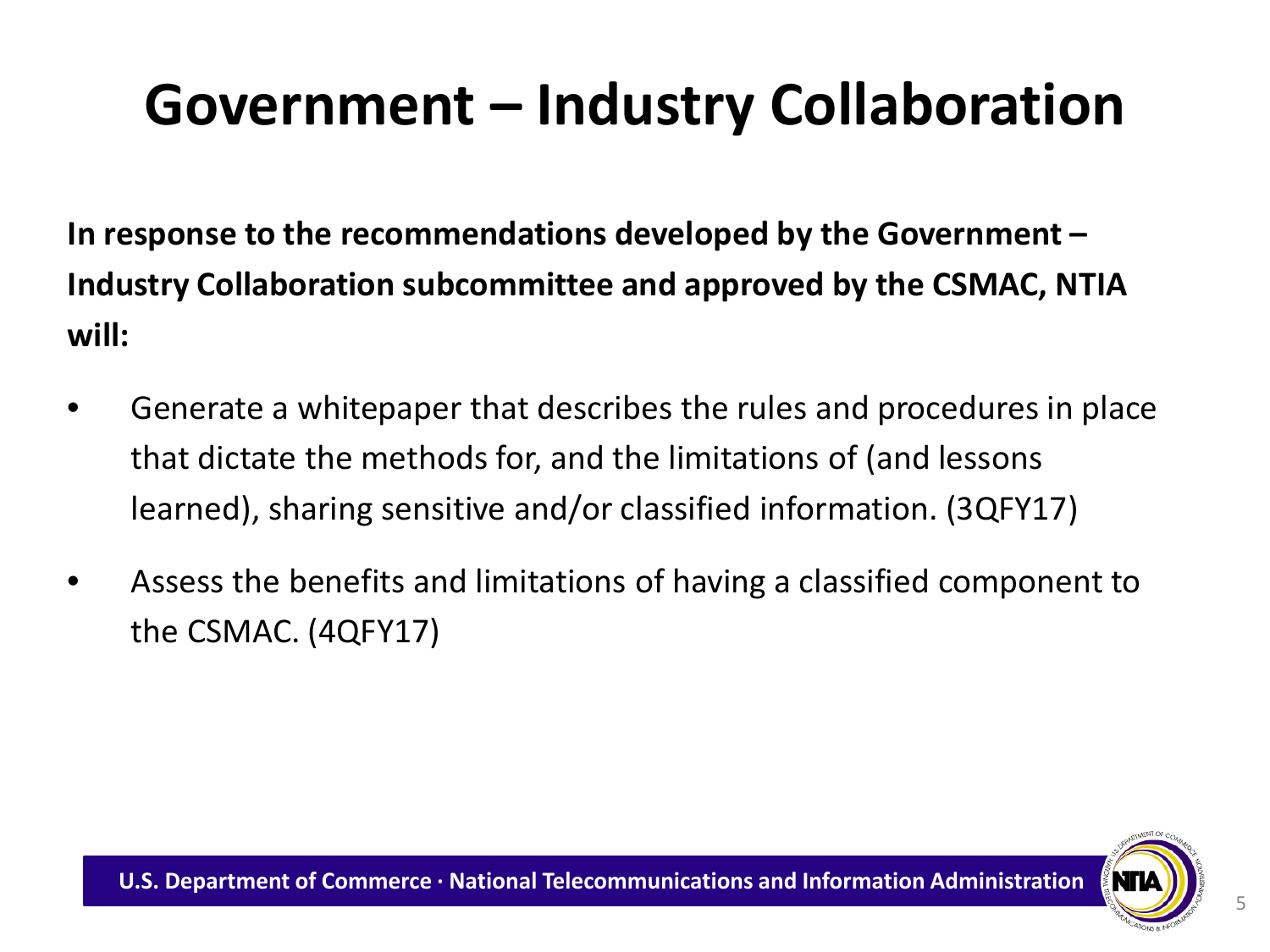# Government – Industry Collaboration

**In response to the recommendations developed by the Government – Industry Collaboration subcommittee and approved by the CSMAC, NTIA will:**

- Generate a whitepaper that describes the rules and procedures in place that dictate the methods for, and the limitations of (and lessons learned), sharing sensitive and/or classified information. (3QFY17)
- Assess the benefits and limitations of having a classified component to the CSMAC. (4QFY17)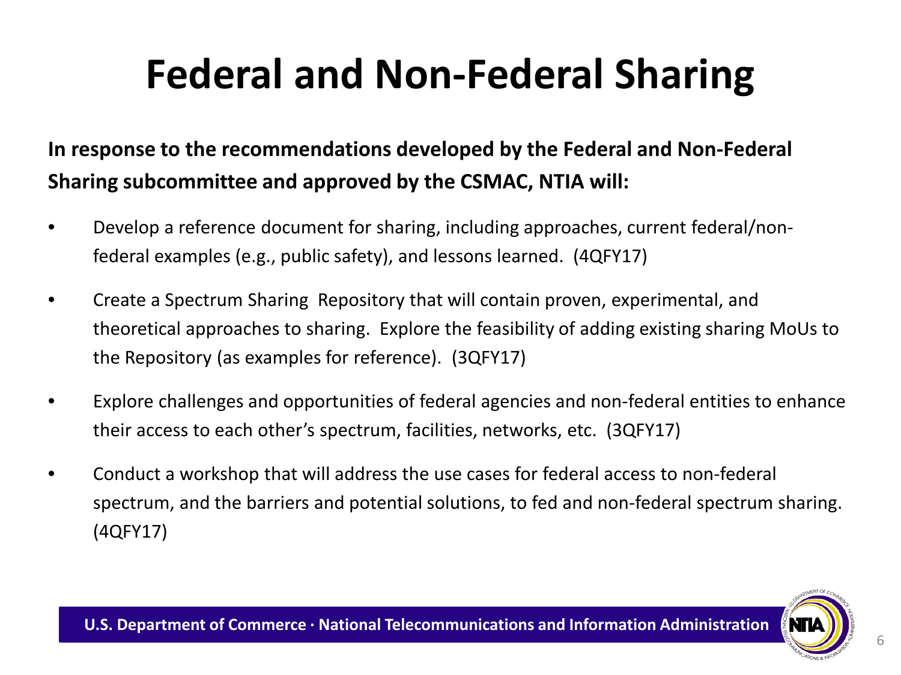# Federal and Non-Federal Sharing

**In response to the recommendations developed by the Federal and Non-Federal Sharing subcommittee and approved by the CSMAC, NTIA will:**

- Develop a reference document for sharing, including approaches, current federal/non-federal examples (e.g., public safety), and lessons learned. (4QFY17)
- Create a Spectrum Sharing Repository that will contain proven, experimental, and theoretical approaches to sharing. Explore the feasibility of adding existing sharing MoUs to the Repository (as examples for reference). (3QFY17)
- Explore challenges and opportunities of federal agencies and non-federal entities to enhance their access to each other's spectrum, facilities, networks, etc. (3QFY17)
- Conduct a workshop that will address the use cases for federal access to non-federal spectrum, and the barriers and potential solutions, to fed and non-federal spectrum sharing. (4QFY17)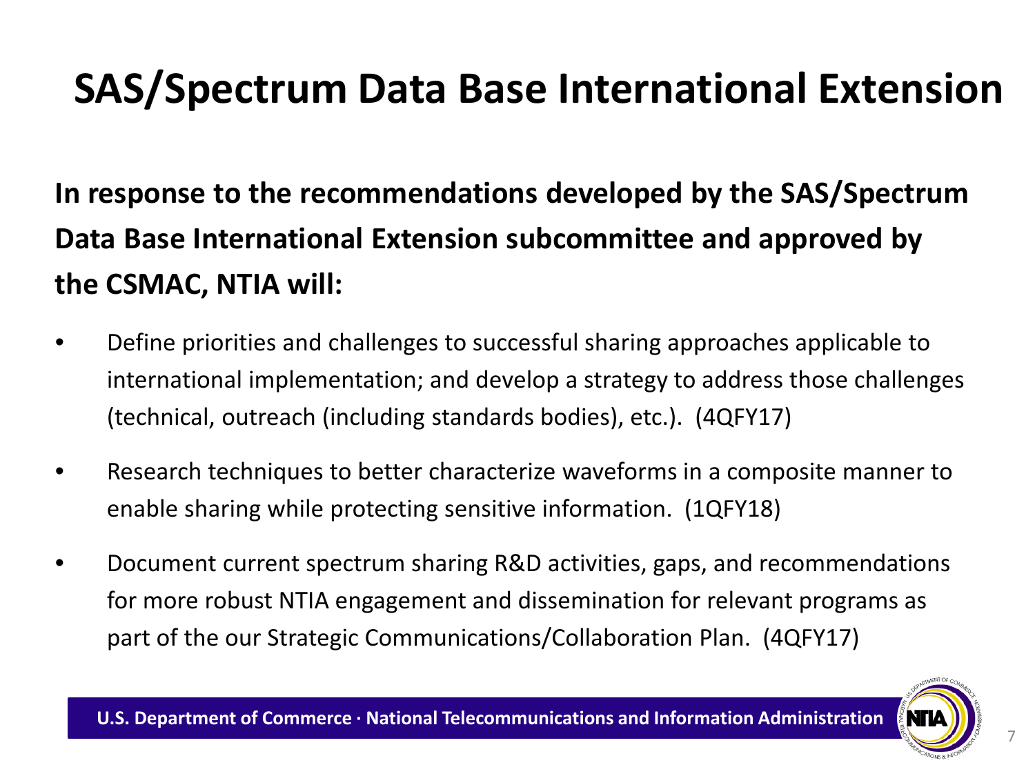# SAS/Spectrum Data Base International Extension

**In response to the recommendations developed by the SAS/Spectrum Data Base International Extension subcommittee and approved by the CSMAC, NTIA will:**

- Define priorities and challenges to successful sharing approaches applicable to international implementation; and develop a strategy to address those challenges (technical, outreach (including standards bodies), etc.). (4QFY17)
- Research techniques to better characterize waveforms in a composite manner to enable sharing while protecting sensitive information. (1QFY18)
- Document current spectrum sharing R&D activities, gaps, and recommendations for more robust NTIA engagement and dissemination for relevant programs as part of the our Strategic Communications/Collaboration Plan. (4QFY17)